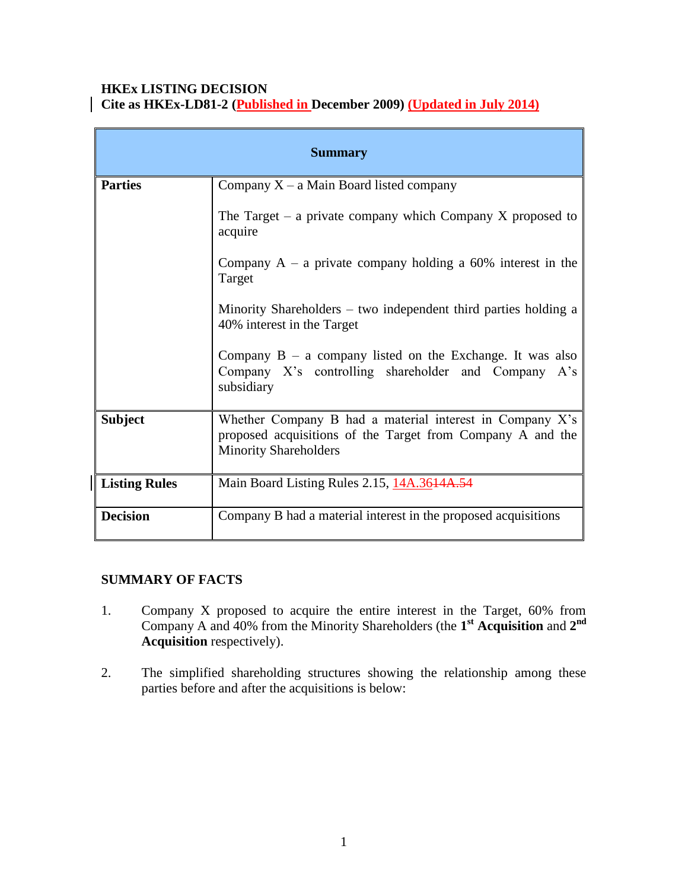**HKEx LISTING DECISION**
**Cite as HKEx-LD81-2 (Published in December 2009) (Updated in July 2014)**

| Summary | |
|---|---|
| **Parties** | Company X – a Main Board listed company<br><br>The Target – a private company which Company X proposed to acquire<br><br>Company A – a private company holding a 60% interest in the Target<br><br>Minority Shareholders – two independent third parties holding a 40% interest in the Target<br><br>Company B – a company listed on the Exchange. It was also Company X's controlling shareholder and Company A's subsidiary |
| **Subject** | Whether Company B had a material interest in Company X's proposed acquisitions of the Target from Company A and the Minority Shareholders |
| **Listing Rules** | Main Board Listing Rules 2.15, 14A.36 ~~14A.54~~ |
| **Decision** | Company B had a material interest in the proposed acquisitions |

## SUMMARY OF FACTS

1. Company X proposed to acquire the entire interest in the Target, 60% from Company A and 40% from the Minority Shareholders (the **1st Acquisition** and **2nd Acquisition** respectively).

2. The simplified shareholding structures showing the relationship among these parties before and after the acquisitions is below: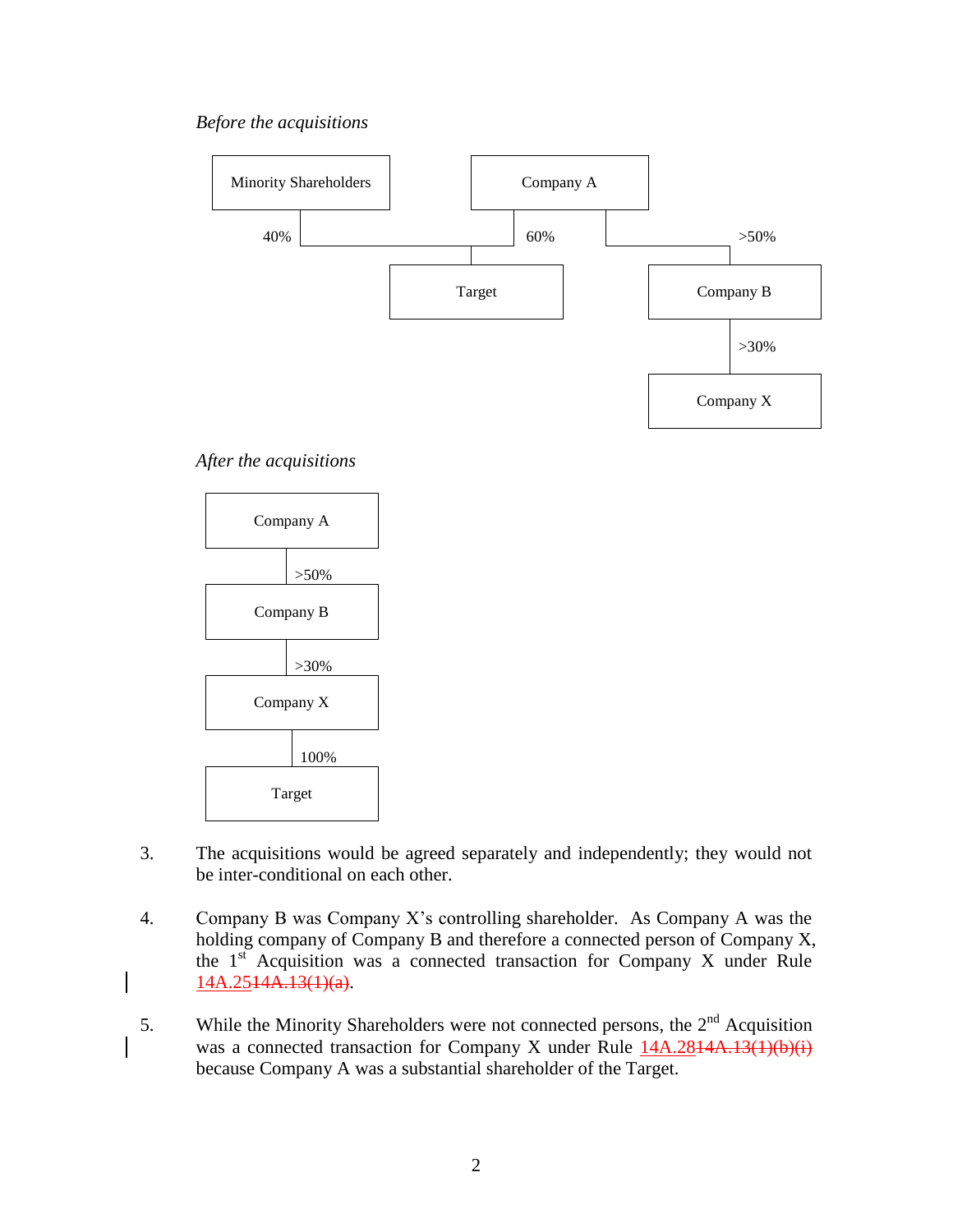*Before the acquisitions*

Minority Shareholders — 40% — Target

Company A — 60% — Target

Company A — >50% — Company B

Company B — >30% — Company X

*After the acquisitions*

Company A

>50%

Company B

>30%

Company X

100%

Target

3. The acquisitions would be agreed separately and independently; they would not be inter-conditional on each other.

4. Company B was Company X's controlling shareholder. As Company A was the holding company of Company B and therefore a connected person of Company X, the 1st Acquisition was a connected transaction for Company X under Rule 14A.25~~14A.13(1)(a)~~.

5. While the Minority Shareholders were not connected persons, the 2nd Acquisition was a connected transaction for Company X under Rule 14A.28~~14A.13(1)(b)(i)~~ because Company A was a substantial shareholder of the Target.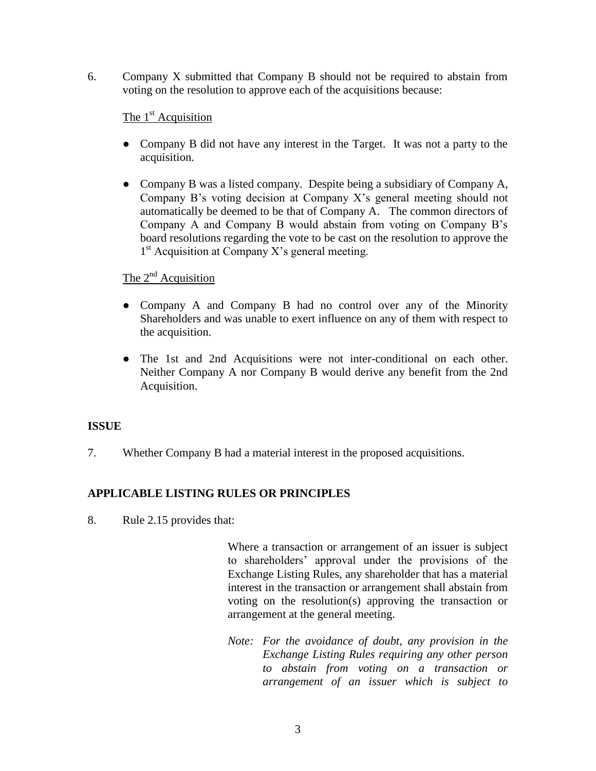6. Company X submitted that Company B should not be required to abstain from voting on the resolution to approve each of the acquisitions because:

   The 1st Acquisition

   - Company B did not have any interest in the Target. It was not a party to the acquisition.

   - Company B was a listed company. Despite being a subsidiary of Company A, Company B's voting decision at Company X's general meeting should not automatically be deemed to be that of Company A. The common directors of Company A and Company B would abstain from voting on Company B's board resolutions regarding the vote to be cast on the resolution to approve the 1st Acquisition at Company X's general meeting.

   The 2nd Acquisition

   - Company A and Company B had no control over any of the Minority Shareholders and was unable to exert influence on any of them with respect to the acquisition.

   - The 1st and 2nd Acquisitions were not inter-conditional on each other. Neither Company A nor Company B would derive any benefit from the 2nd Acquisition.

**ISSUE**

7. Whether Company B had a material interest in the proposed acquisitions.

**APPLICABLE LISTING RULES OR PRINCIPLES**

8. Rule 2.15 provides that:

   > Where a transaction or arrangement of an issuer is subject to shareholders' approval under the provisions of the Exchange Listing Rules, any shareholder that has a material interest in the transaction or arrangement shall abstain from voting on the resolution(s) approving the transaction or arrangement at the general meeting.
   >
   > *Note: For the avoidance of doubt, any provision in the Exchange Listing Rules requiring any other person to abstain from voting on a transaction or arrangement of an issuer which is subject to*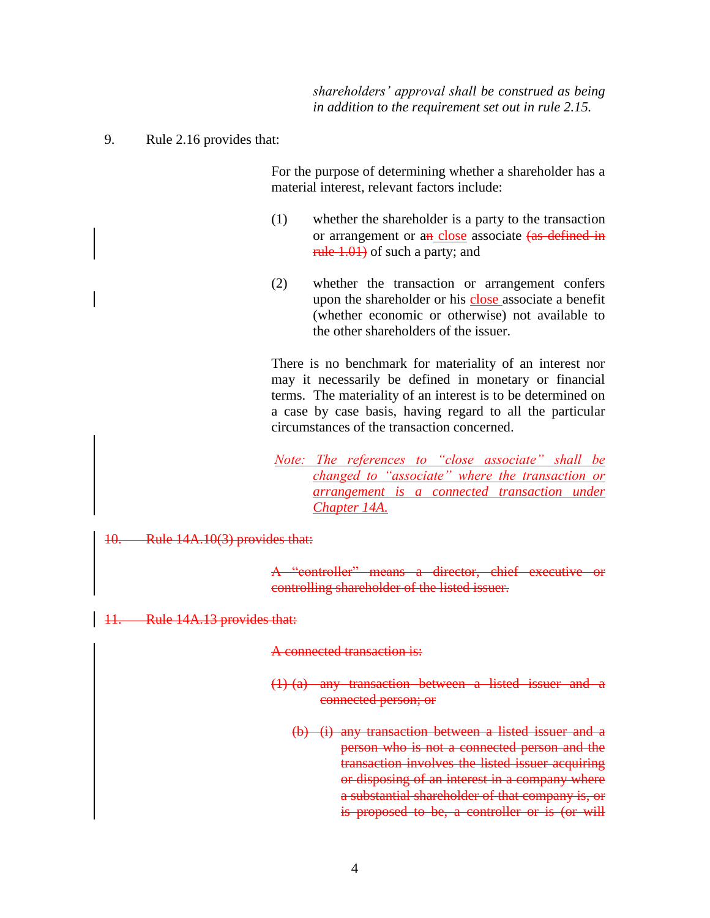*shareholders' approval shall be construed as being in addition to the requirement set out in rule 2.15.*

9. Rule 2.16 provides that:

> For the purpose of determining whether a shareholder has a material interest, relevant factors include:
>
> (1) whether the shareholder is a party to the transaction or arrangement or a~~n~~ close associate ~~(as defined in rule 1.01)~~ of such a party; and
>
> (2) whether the transaction or arrangement confers upon the shareholder or his close associate a benefit (whether economic or otherwise) not available to the other shareholders of the issuer.
>
> There is no benchmark for materiality of an interest nor may it necessarily be defined in monetary or financial terms. The materiality of an interest is to be determined on a case by case basis, having regard to all the particular circumstances of the transaction concerned.
>
> *Note: The references to "close associate" shall be changed to "associate" where the transaction or arrangement is a connected transaction under Chapter 14A.*

~~10. Rule 14A.10(3) provides that:~~

> ~~A "controller" means a director, chief executive or controlling shareholder of the listed issuer.~~

~~11. Rule 14A.13 provides that:~~

> ~~A connected transaction is:~~
>
> ~~(1) (a) any transaction between a listed issuer and a connected person; or~~
>
> ~~(b) (i) any transaction between a listed issuer and a person who is not a connected person and the transaction involves the listed issuer acquiring or disposing of an interest in a company where a substantial shareholder of that company is, or is proposed to be, a controller or is (or will~~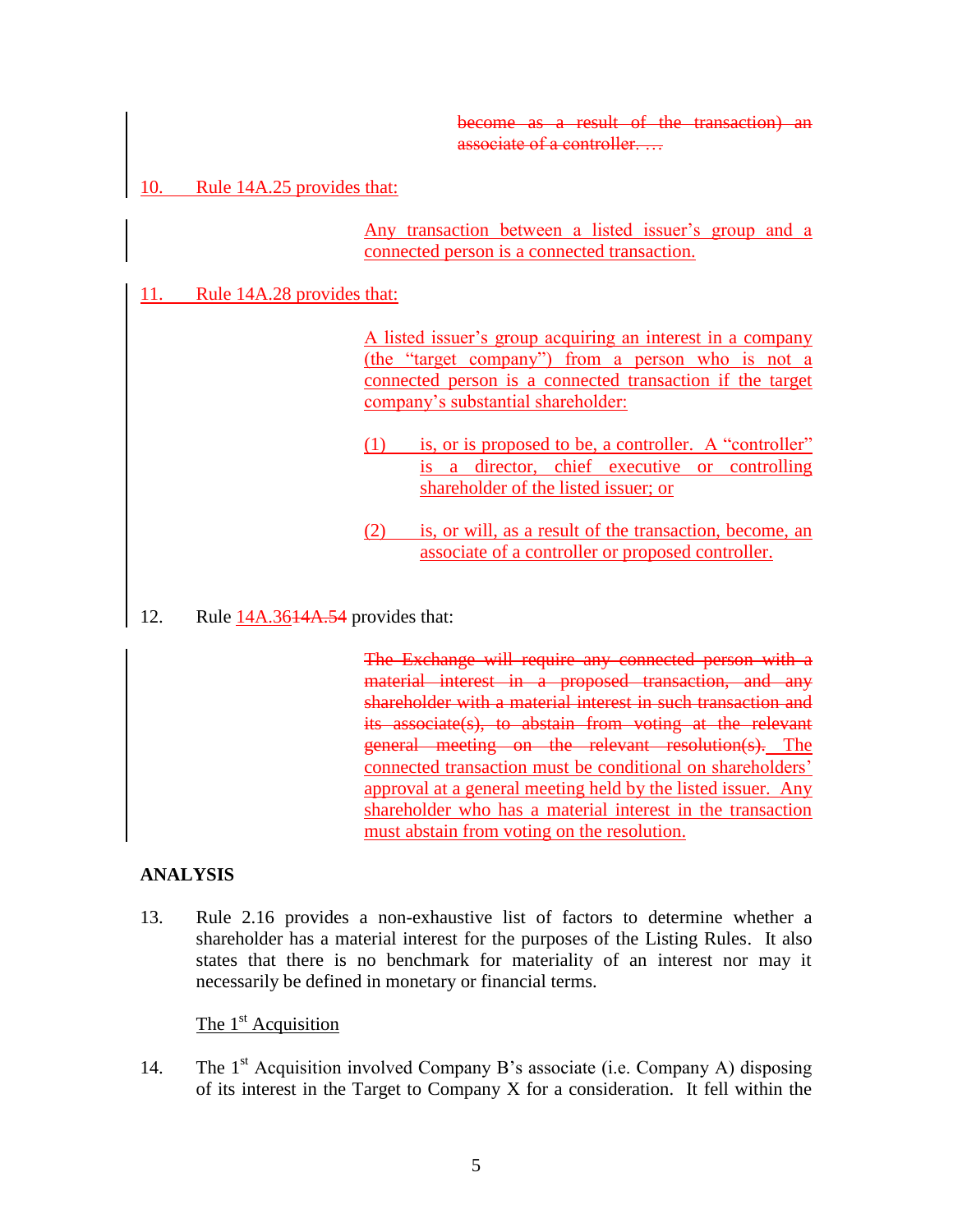~~become as a result of the transaction) an associate of a controller. …~~

10. Rule 14A.25 provides that:

> Any transaction between a listed issuer's group and a connected person is a connected transaction.

11. Rule 14A.28 provides that:

> A listed issuer's group acquiring an interest in a company (the "target company") from a person who is not a connected person is a connected transaction if the target company's substantial shareholder:
>
> (1) is, or is proposed to be, a controller. A "controller" is a director, chief executive or controlling shareholder of the listed issuer; or
>
> (2) is, or will, as a result of the transaction, become, an associate of a controller or proposed controller.

12. Rule 14A.36~~14A.54~~ provides that:

> ~~The Exchange will require any connected person with a material interest in a proposed transaction, and any shareholder with a material interest in such transaction and its associate(s), to abstain from voting at the relevant general meeting on the relevant resolution(s).~~ The connected transaction must be conditional on shareholders' approval at a general meeting held by the listed issuer. Any shareholder who has a material interest in the transaction must abstain from voting on the resolution.

**ANALYSIS**

13. Rule 2.16 provides a non-exhaustive list of factors to determine whether a shareholder has a material interest for the purposes of the Listing Rules. It also states that there is no benchmark for materiality of an interest nor may it necessarily be defined in monetary or financial terms.

The 1st Acquisition

14. The 1st Acquisition involved Company B's associate (i.e. Company A) disposing of its interest in the Target to Company X for a consideration. It fell within the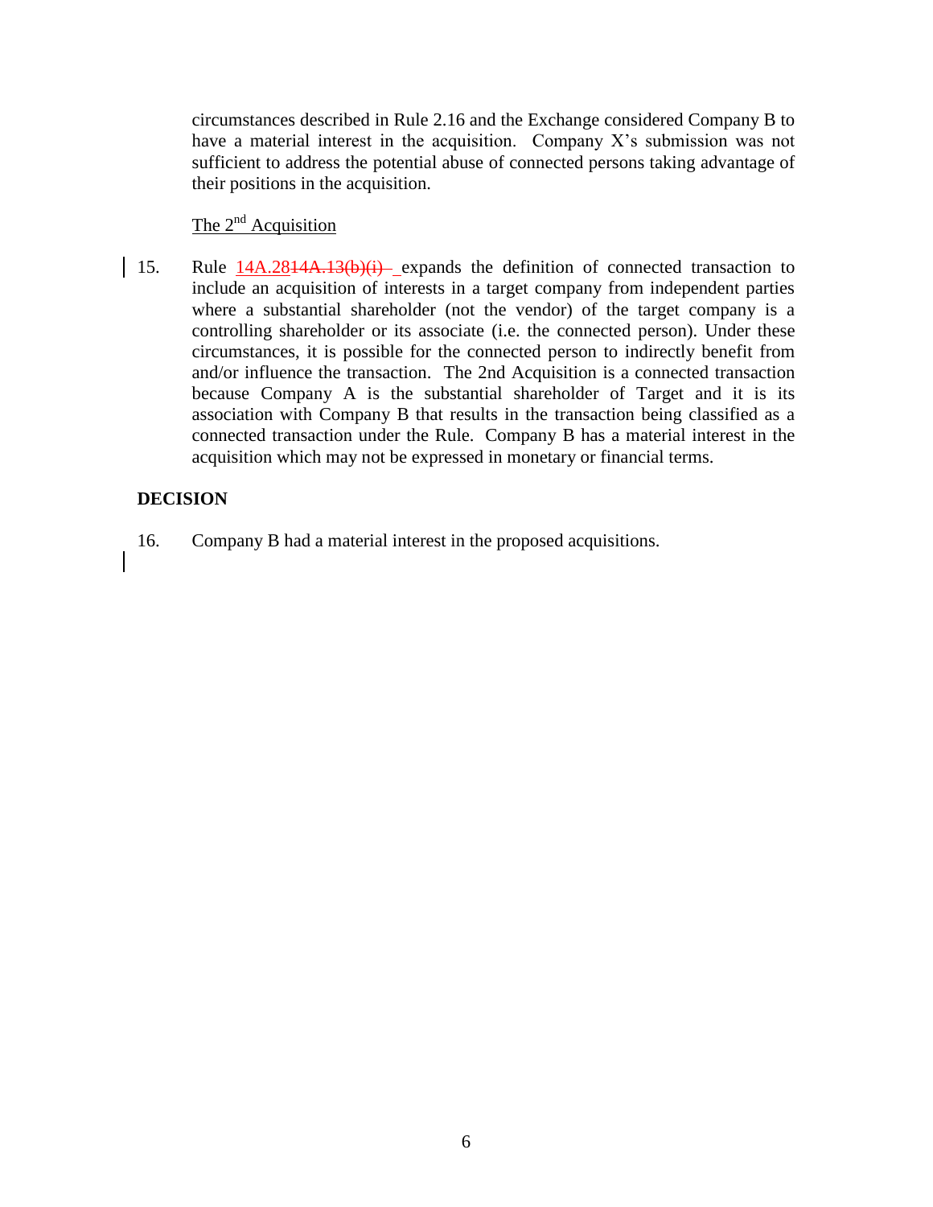circumstances described in Rule 2.16 and the Exchange considered Company B to have a material interest in the acquisition. Company X's submission was not sufficient to address the potential abuse of connected persons taking advantage of their positions in the acquisition.

The 2nd Acquisition

15. Rule 14A.28~~14A.13(b)(i)~~ expands the definition of connected transaction to include an acquisition of interests in a target company from independent parties where a substantial shareholder (not the vendor) of the target company is a controlling shareholder or its associate (i.e. the connected person). Under these circumstances, it is possible for the connected person to indirectly benefit from and/or influence the transaction. The 2nd Acquisition is a connected transaction because Company A is the substantial shareholder of Target and it is its association with Company B that results in the transaction being classified as a connected transaction under the Rule. Company B has a material interest in the acquisition which may not be expressed in monetary or financial terms.

**DECISION**

16. Company B had a material interest in the proposed acquisitions.